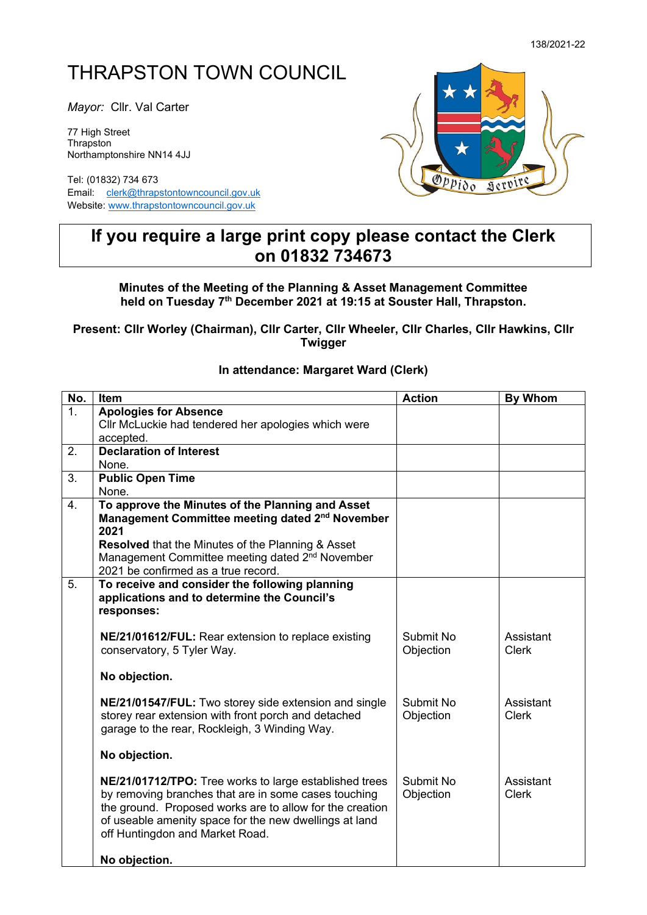138/2021-22

# THRAPSTON TOWN COUNCIL

*Mayor:* Cllr. Val Carter

77 High Street
Thrapston
Northamptonshire NN14 4JJ

Tel: (01832) 734 673
Email: clerk@thrapstontowncouncil.gov.uk
Website: www.thrapstontowncouncil.gov.uk

Oppido Servire

## If you require a large print copy please contact the Clerk on 01832 734673

**Minutes of the Meeting of the Planning & Asset Management Committee held on Tuesday 7th December 2021 at 19:15 at Souster Hall, Thrapston.**

**Present: Cllr Worley (Chairman), Cllr Carter, Cllr Wheeler, Cllr Charles, Cllr Hawkins, Cllr Twigger**

**In attendance: Margaret Ward (Clerk)**

| No. | Item | Action | By Whom |
|---|---|---|---|
| 1. | **Apologies for Absence**<br>Cllr McLuckie had tendered her apologies which were accepted. | | |
| 2. | **Declaration of Interest**<br>None. | | |
| 3. | **Public Open Time**<br>None. | | |
| 4. | **To approve the Minutes of the Planning and Asset Management Committee meeting dated 2nd November 2021**<br>**Resolved** that the Minutes of the Planning & Asset Management Committee meeting dated 2nd November 2021 be confirmed as a true record. | | |
| 5. | **To receive and consider the following planning applications and to determine the Council's responses:** | | |
| | **NE/21/01612/FUL:** Rear extension to replace existing conservatory, 5 Tyler Way.<br><br>**No objection.** | Submit No Objection | Assistant Clerk |
| | **NE/21/01547/FUL:** Two storey side extension and single storey rear extension with front porch and detached garage to the rear, Rockleigh, 3 Winding Way.<br><br>**No objection.** | Submit No Objection | Assistant Clerk |
| | **NE/21/01712/TPO:** Tree works to large established trees by removing branches that are in some cases touching the ground. Proposed works are to allow for the creation of useable amenity space for the new dwellings at land off Huntingdon and Market Road.<br><br>**No objection.** | Submit No Objection | Assistant Clerk |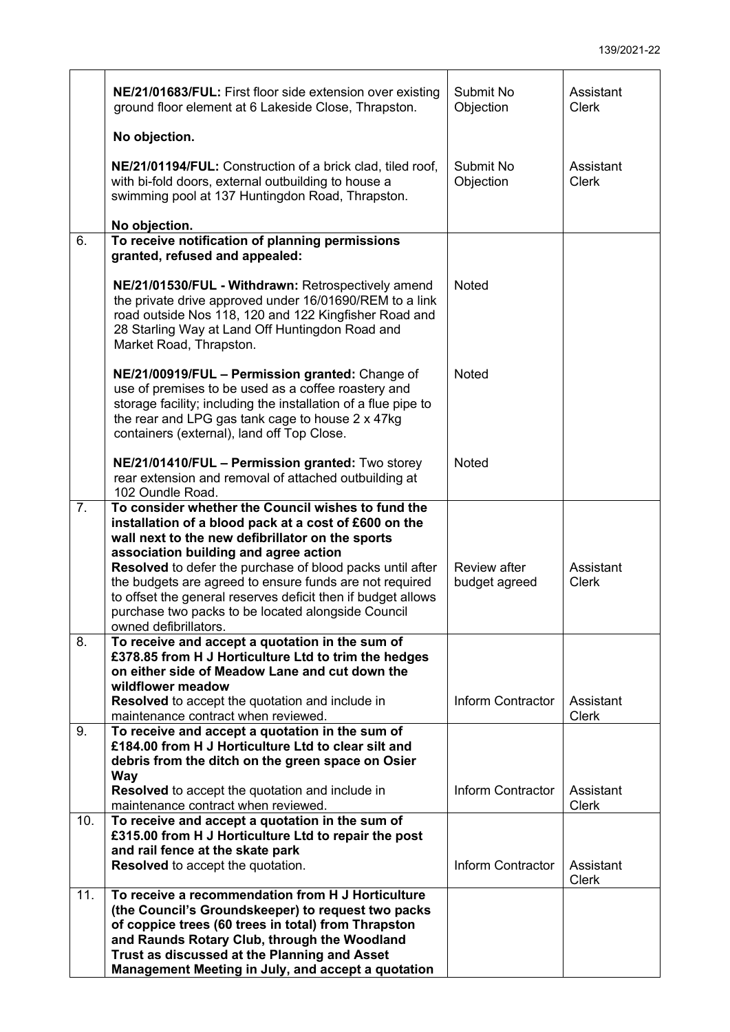| | | | |
|---|---|---|---|
| | **NE/21/01683/FUL:** First floor side extension over existing ground floor element at 6 Lakeside Close, Thrapston.<br><br>**No objection.** | Submit No Objection | Assistant Clerk |
| | **NE/21/01194/FUL:** Construction of a brick clad, tiled roof, with bi-fold doors, external outbuilding to house a swimming pool at 137 Huntingdon Road, Thrapston.<br><br>**No objection.** | Submit No Objection | Assistant Clerk |
| 6. | **To receive notification of planning permissions granted, refused and appealed:**<br><br>**NE/21/01530/FUL - Withdrawn:** Retrospectively amend the private drive approved under 16/01690/REM to a link road outside Nos 118, 120 and 122 Kingfisher Road and 28 Starling Way at Land Off Huntingdon Road and Market Road, Thrapston. | Noted | |
| | **NE/21/00919/FUL – Permission granted:** Change of use of premises to be used as a coffee roastery and storage facility; including the installation of a flue pipe to the rear and LPG gas tank cage to house 2 x 47kg containers (external), land off Top Close. | Noted | |
| | **NE/21/01410/FUL – Permission granted:** Two storey rear extension and removal of attached outbuilding at 102 Oundle Road. | Noted | |
| 7. | **To consider whether the Council wishes to fund the installation of a blood pack at a cost of £600 on the wall next to the new defibrillator on the sports association building and agree action**<br>**Resolved** to defer the purchase of blood packs until after the budgets are agreed to ensure funds are not required to offset the general reserves deficit then if budget allows purchase two packs to be located alongside Council owned defibrillators. | Review after budget agreed | Assistant Clerk |
| 8. | **To receive and accept a quotation in the sum of £378.85 from H J Horticulture Ltd to trim the hedges on either side of Meadow Lane and cut down the wildflower meadow**<br>**Resolved** to accept the quotation and include in maintenance contract when reviewed. | Inform Contractor | Assistant Clerk |
| 9. | **To receive and accept a quotation in the sum of £184.00 from H J Horticulture Ltd to clear silt and debris from the ditch on the green space on Osier Way**<br>**Resolved** to accept the quotation and include in maintenance contract when reviewed. | Inform Contractor | Assistant Clerk |
| 10. | **To receive and accept a quotation in the sum of £315.00 from H J Horticulture Ltd to repair the post and rail fence at the skate park**<br>**Resolved** to accept the quotation. | Inform Contractor | Assistant Clerk |
| 11. | **To receive a recommendation from H J Horticulture (the Council's Groundskeeper) to request two packs of coppice trees (60 trees in total) from Thrapston and Raunds Rotary Club, through the Woodland Trust as discussed at the Planning and Asset Management Meeting in July, and accept a quotation** | | |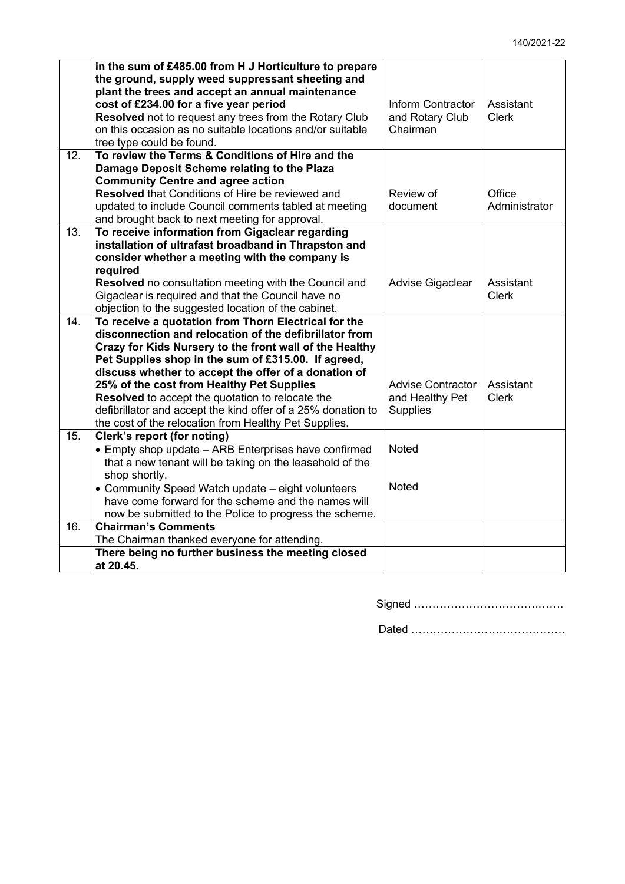| | | | |
|---|---|---|---|
| | **in the sum of £485.00 from H J Horticulture to prepare the ground, supply weed suppressant sheeting and plant the trees and accept an annual maintenance cost of £234.00 for a five year period**<br>**Resolved** not to request any trees from the Rotary Club on this occasion as no suitable locations and/or suitable tree type could be found. | Inform Contractor and Rotary Club Chairman | Assistant Clerk |
| 12. | **To review the Terms & Conditions of Hire and the Damage Deposit Scheme relating to the Plaza Community Centre and agree action**<br>**Resolved** that Conditions of Hire be reviewed and updated to include Council comments tabled at meeting and brought back to next meeting for approval. | Review of document | Office Administrator |
| 13. | **To receive information from Gigaclear regarding installation of ultrafast broadband in Thrapston and consider whether a meeting with the company is required**<br>**Resolved** no consultation meeting with the Council and Gigaclear is required and that the Council have no objection to the suggested location of the cabinet. | Advise Gigaclear | Assistant Clerk |
| 14. | **To receive a quotation from Thorn Electrical for the disconnection and relocation of the defibrillator from Crazy for Kids Nursery to the front wall of the Healthy Pet Supplies shop in the sum of £315.00. If agreed, discuss whether to accept the offer of a donation of 25% of the cost from Healthy Pet Supplies**<br>**Resolved** to accept the quotation to relocate the defibrillator and accept the kind offer of a 25% donation to the cost of the relocation from Healthy Pet Supplies. | Advise Contractor and Healthy Pet Supplies | Assistant Clerk |
| 15. | **Clerk's report (for noting)**<br>• Empty shop update – ARB Enterprises have confirmed that a new tenant will be taking on the leasehold of the shop shortly.<br>• Community Speed Watch update – eight volunteers have come forward for the scheme and the names will now be submitted to the Police to progress the scheme. | Noted<br><br>Noted | |
| 16. | **Chairman's Comments**<br>The Chairman thanked everyone for attending. | | |
| | **There being no further business the meeting closed at 20.45.** | | |

Signed ………………………………..…….

Dated ……………………………………